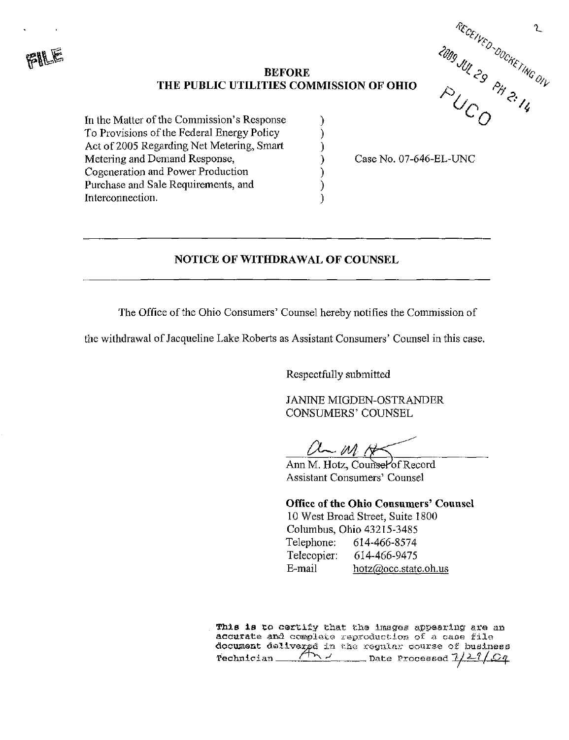FILE

RECEIVED-DOCKETING DIV
2009 JUL 29 PM 2:14
PUCO

**BEFORE**
**THE PUBLIC UTILITIES COMMISSION OF OHIO**

| | | |
|---|---|---|
| In the Matter of the Commission's Response To Provisions of the Federal Energy Policy Act of 2005 Regarding Net Metering, Smart Metering and Demand Response, Cogeneration and Power Production Purchase and Sale Requirements, and Interconnection. | ) ) ) ) ) ) ) | Case No. 07-646-EL-UNC |

---

## NOTICE OF WITHDRAWAL OF COUNSEL

---

The Office of the Ohio Consumers' Counsel hereby notifies the Commission of the withdrawal of Jacqueline Lake Roberts as Assistant Consumers' Counsel in this case.

Respectfully submitted

JANINE MIGDEN-OSTRANDER
CONSUMERS' COUNSEL

Ann M. Hotz, Counsel of Record
Assistant Consumers' Counsel

**Office of the Ohio Consumers' Counsel**
10 West Broad Street, Suite 1800
Columbus, Ohio 43215-3485
Telephone: 614-466-8574
Telecopier: 614-466-9475
E-mail hotz@occ.state.oh.us

This is to certify that the images appearing are an accurate and complete reproduction of a case file document delivered in the regular course of business
Technician ______ Date Processed 7/29/09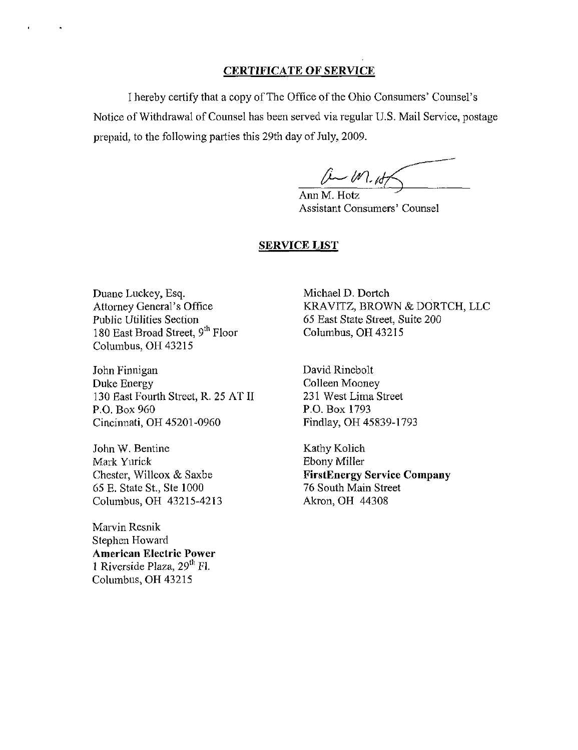## *CERTIFICATE OF SERVICE*

I hereby certify that a copy of The Office of the Ohio Consumers' Counsel's Notice of Withdrawal of Counsel has been served via regular U.S. Mail Service, postage prepaid, to the following parties this 29th day of July, 2009.

Ann M. Hotz
Assistant Consumers' Counsel

## SERVICE LIST

Duane Luckey, Esq.
Attorney General's Office
Public Utilities Section
180 East Broad Street, 9th Floor
Columbus, OH 43215

John Finnigan
Duke Energy
130 East Fourth Street, R. 25 AT II
P.O. Box 960
Cincinnati, OH 45201-0960

John W. Bentine
Mark Yurick
Chester, Willcox & Saxbe
65 E. State St., Ste 1000
Columbus, OH 43215-4213

Marvin Resnik
Stephen Howard
**American Electric Power**
1 Riverside Plaza, 29th Fl.
Columbus, OH 43215

Michael D. Dortch
KRAVITZ, BROWN & DORTCH, LLC
65 East State Street, Suite 200
Columbus, OH 43215

David Rinebolt
Colleen Mooney
231 West Lima Street
P.O. Box 1793
Findlay, OH 45839-1793

Kathy Kolich
Ebony Miller
**FirstEnergy Service Company**
76 South Main Street
Akron, OH 44308